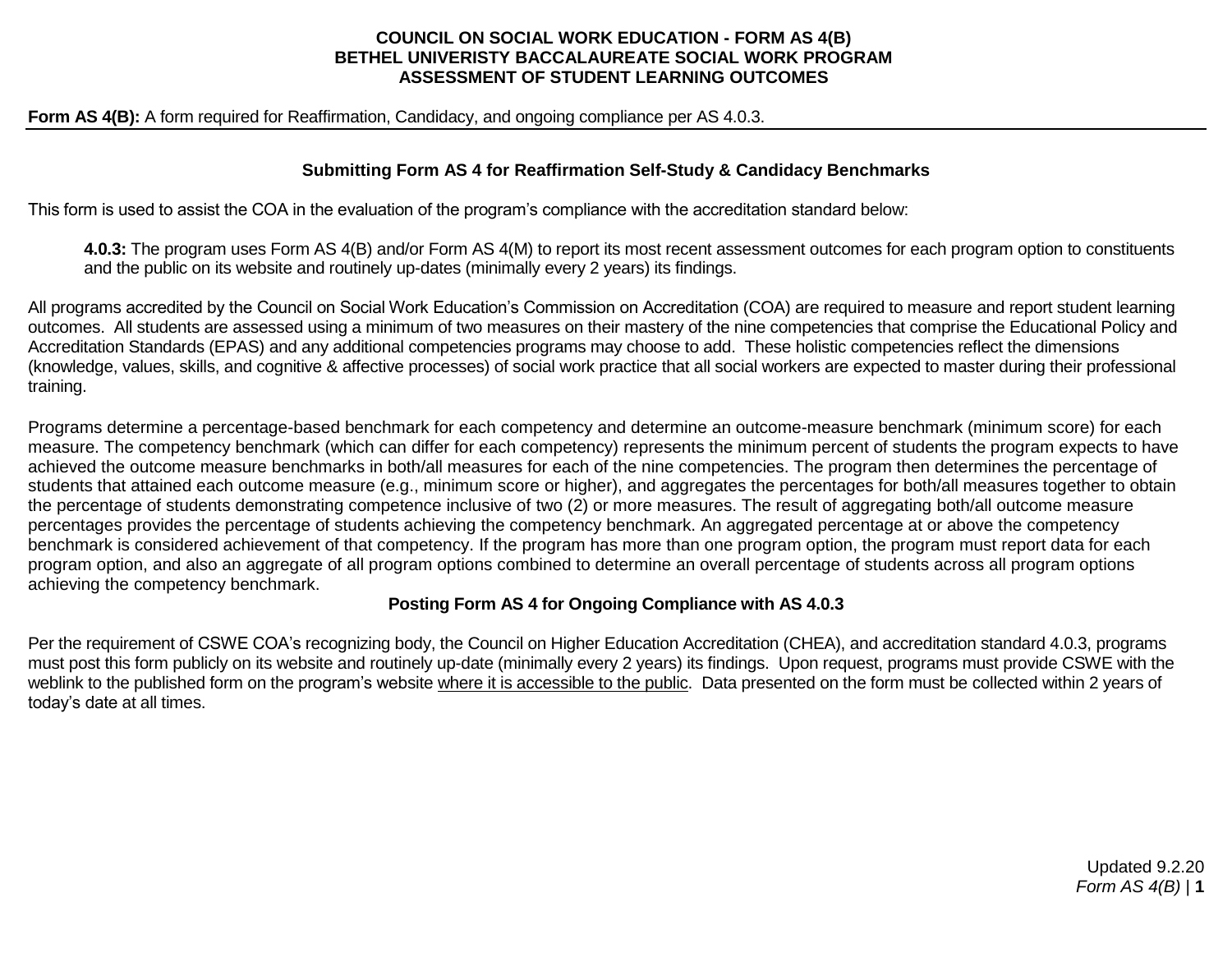# COUNCIL ON SOCIAL WORK EDUCATION - FORM AS 4(B)
# BETHEL UNIVERISTY BACCALAUREATE SOCIAL WORK PROGRAM
# ASSESSMENT OF STUDENT LEARNING OUTCOMES

**Form AS 4(B):** A form required for Reaffirmation, Candidacy, and ongoing compliance per AS 4.0.3.

## Submitting Form AS 4 for Reaffirmation Self-Study & Candidacy Benchmarks

This form is used to assist the COA in the evaluation of the program's compliance with the accreditation standard below:

> **4.0.3:** The program uses Form AS 4(B) and/or Form AS 4(M) to report its most recent assessment outcomes for each program option to constituents and the public on its website and routinely up-dates (minimally every 2 years) its findings.

All programs accredited by the Council on Social Work Education's Commission on Accreditation (COA) are required to measure and report student learning outcomes. All students are assessed using a minimum of two measures on their mastery of the nine competencies that comprise the Educational Policy and Accreditation Standards (EPAS) and any additional competencies programs may choose to add. These holistic competencies reflect the dimensions (knowledge, values, skills, and cognitive & affective processes) of social work practice that all social workers are expected to master during their professional training.

Programs determine a percentage-based benchmark for each competency and determine an outcome-measure benchmark (minimum score) for each measure. The competency benchmark (which can differ for each competency) represents the minimum percent of students the program expects to have achieved the outcome measure benchmarks in both/all measures for each of the nine competencies. The program then determines the percentage of students that attained each outcome measure (e.g., minimum score or higher), and aggregates the percentages for both/all measures together to obtain the percentage of students demonstrating competence inclusive of two (2) or more measures. The result of aggregating both/all outcome measure percentages provides the percentage of students achieving the competency benchmark. An aggregated percentage at or above the competency benchmark is considered achievement of that competency. If the program has more than one program option, the program must report data for each program option, and also an aggregate of all program options combined to determine an overall percentage of students across all program options achieving the competency benchmark.

## Posting Form AS 4 for Ongoing Compliance with AS 4.0.3

Per the requirement of CSWE COA's recognizing body, the Council on Higher Education Accreditation (CHEA), and accreditation standard 4.0.3, programs must post this form publicly on its website and routinely up-date (minimally every 2 years) its findings. Upon request, programs must provide CSWE with the weblink to the published form on the program's website <u>where it is accessible to the public</u>. Data presented on the form must be collected within 2 years of today's date at all times.

Updated 9.2.20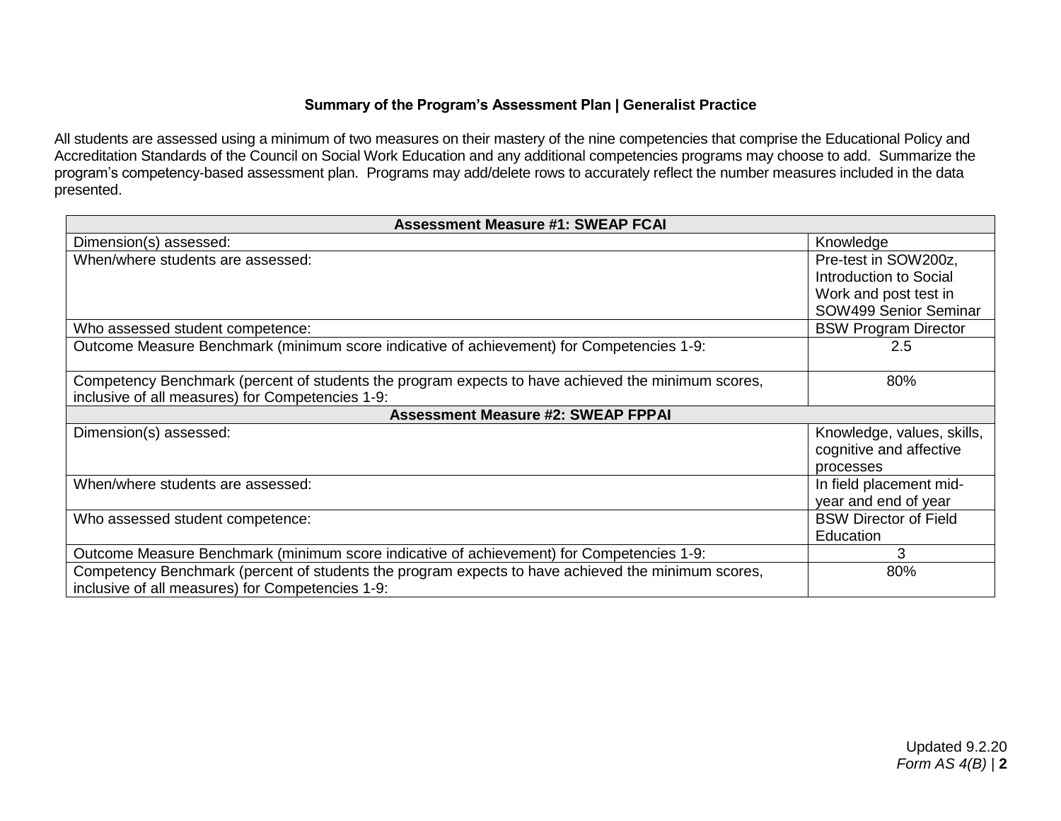**Summary of the Program's Assessment Plan | Generalist Practice**

All students are assessed using a minimum of two measures on their mastery of the nine competencies that comprise the Educational Policy and Accreditation Standards of the Council on Social Work Education and any additional competencies programs may choose to add. Summarize the program's competency-based assessment plan. Programs may add/delete rows to accurately reflect the number measures included in the data presented.

| **Assessment Measure #1: SWEAP FCAI** | |
|---|---|
| Dimension(s) assessed: | Knowledge |
| When/where students are assessed: | Pre-test in SOW200z, Introduction to Social Work and post test in SOW499 Senior Seminar |
| Who assessed student competence: | BSW Program Director |
| Outcome Measure Benchmark (minimum score indicative of achievement) for Competencies 1-9: | 2.5 |
| Competency Benchmark (percent of students the program expects to have achieved the minimum scores, inclusive of all measures) for Competencies 1-9: | 80% |
| **Assessment Measure #2: SWEAP FPPAI** | |
| Dimension(s) assessed: | Knowledge, values, skills, cognitive and affective processes |
| When/where students are assessed: | In field placement mid-year and end of year |
| Who assessed student competence: | BSW Director of Field Education |
| Outcome Measure Benchmark (minimum score indicative of achievement) for Competencies 1-9: | 3 |
| Competency Benchmark (percent of students the program expects to have achieved the minimum scores, inclusive of all measures) for Competencies 1-9: | 80% |

Updated 9.2.20

*Form AS 4(B)*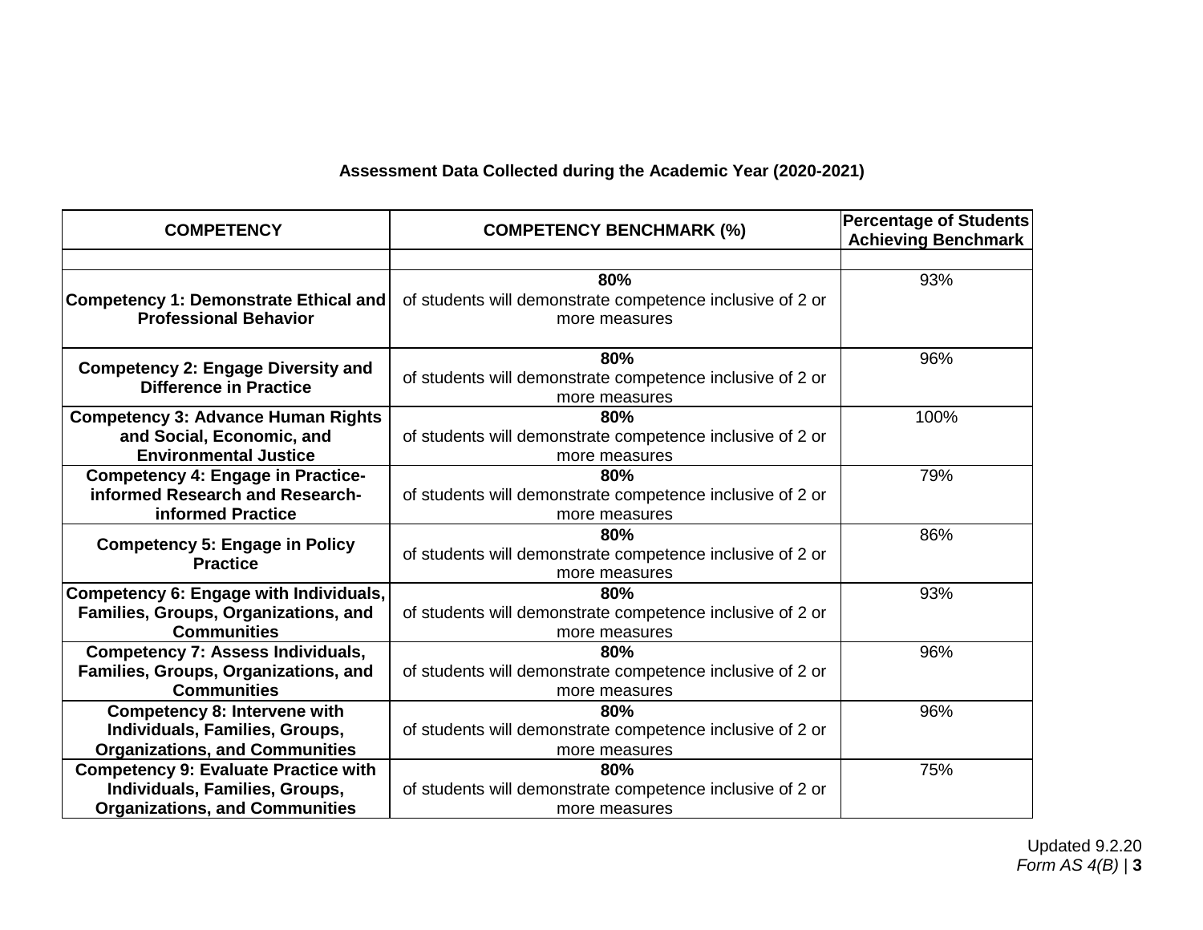**Assessment Data Collected during the Academic Year (2020-2021)**

| COMPETENCY | COMPETENCY BENCHMARK (%) | Percentage of Students Achieving Benchmark |
|---|---|---|
| | | |
| **Competency 1: Demonstrate Ethical and Professional Behavior** | **80%** of students will demonstrate competence inclusive of 2 or more measures | 93% |
| **Competency 2: Engage Diversity and Difference in Practice** | **80%** of students will demonstrate competence inclusive of 2 or more measures | 96% |
| **Competency 3: Advance Human Rights and Social, Economic, and Environmental Justice** | **80%** of students will demonstrate competence inclusive of 2 or more measures | 100% |
| **Competency 4: Engage in Practice-informed Research and Research-informed Practice** | **80%** of students will demonstrate competence inclusive of 2 or more measures | 79% |
| **Competency 5: Engage in Policy Practice** | **80%** of students will demonstrate competence inclusive of 2 or more measures | 86% |
| **Competency 6: Engage with Individuals, Families, Groups, Organizations, and Communities** | **80%** of students will demonstrate competence inclusive of 2 or more measures | 93% |
| **Competency 7: Assess Individuals, Families, Groups, Organizations, and Communities** | **80%** of students will demonstrate competence inclusive of 2 or more measures | 96% |
| **Competency 8: Intervene with Individuals, Families, Groups, Organizations, and Communities** | **80%** of students will demonstrate competence inclusive of 2 or more measures | 96% |
| **Competency 9: Evaluate Practice with Individuals, Families, Groups, Organizations, and Communities** | **80%** of students will demonstrate competence inclusive of 2 or more measures | 75% |

Updated 9.2.20
*Form AS 4(B)*